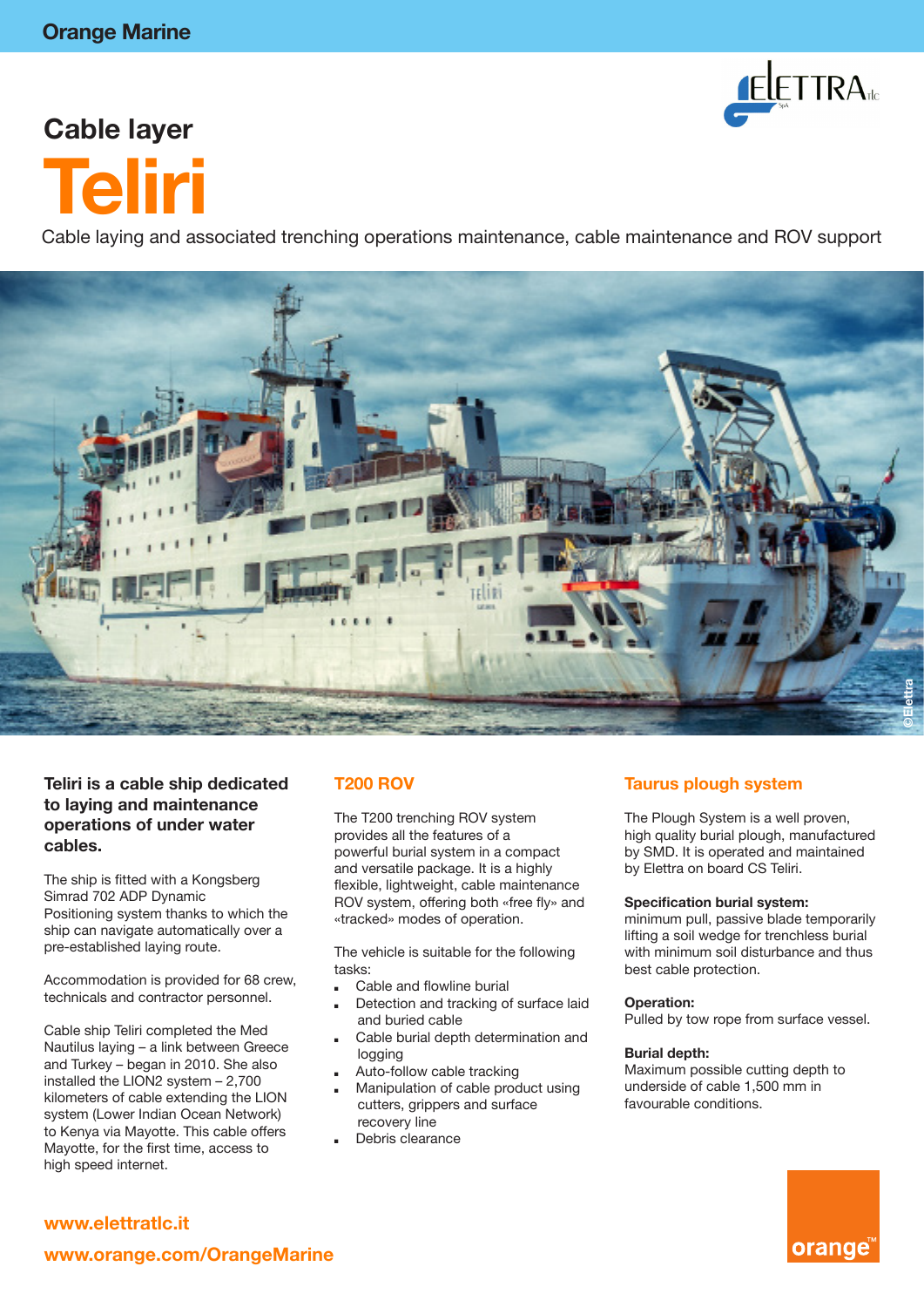Orange Marine

## Cable layer

# Teliri

Cable laying and associated trenching operations maintenance, cable maintenance and ROV support

©Elettra

**Teliri is a cable ship dedicated to laying and maintenance operations of under water cables.**

The ship is fitted with a Kongsberg Simrad 702 ADP Dynamic Positioning system thanks to which the ship can navigate automatically over a pre-established laying route.

Accommodation is provided for 68 crew, technicals and contractor personnel.

Cable ship Teliri completed the Med Nautilus laying – a link between Greece and Turkey – began in 2010. She also installed the LION2 system – 2,700 kilometers of cable extending the LION system (Lower Indian Ocean Network) to Kenya via Mayotte. This cable offers Mayotte, for the first time, access to high speed internet.

### T200 ROV

The T200 trenching ROV system provides all the features of a powerful burial system in a compact and versatile package. It is a highly flexible, lightweight, cable maintenance ROV system, offering both «free fly» and «tracked» modes of operation.

The vehicle is suitable for the following tasks:

- Cable and flowline burial
- Detection and tracking of surface laid and buried cable
- Cable burial depth determination and logging
- Auto-follow cable tracking
- Manipulation of cable product using cutters, grippers and surface recovery line
- Debris clearance

### Taurus plough system

The Plough System is a well proven, high quality burial plough, manufactured by SMD. It is operated and maintained by Elettra on board CS Teliri.

**Specification burial system:**
minimum pull, passive blade temporarily lifting a soil wedge for trenchless burial with minimum soil disturbance and thus best cable protection.

**Operation:**
Pulled by tow rope from surface vessel.

**Burial depth:**
Maximum possible cutting depth to underside of cable 1,500 mm in favourable conditions.

**www.elettratlc.it**

**www.orange.com/OrangeMarine**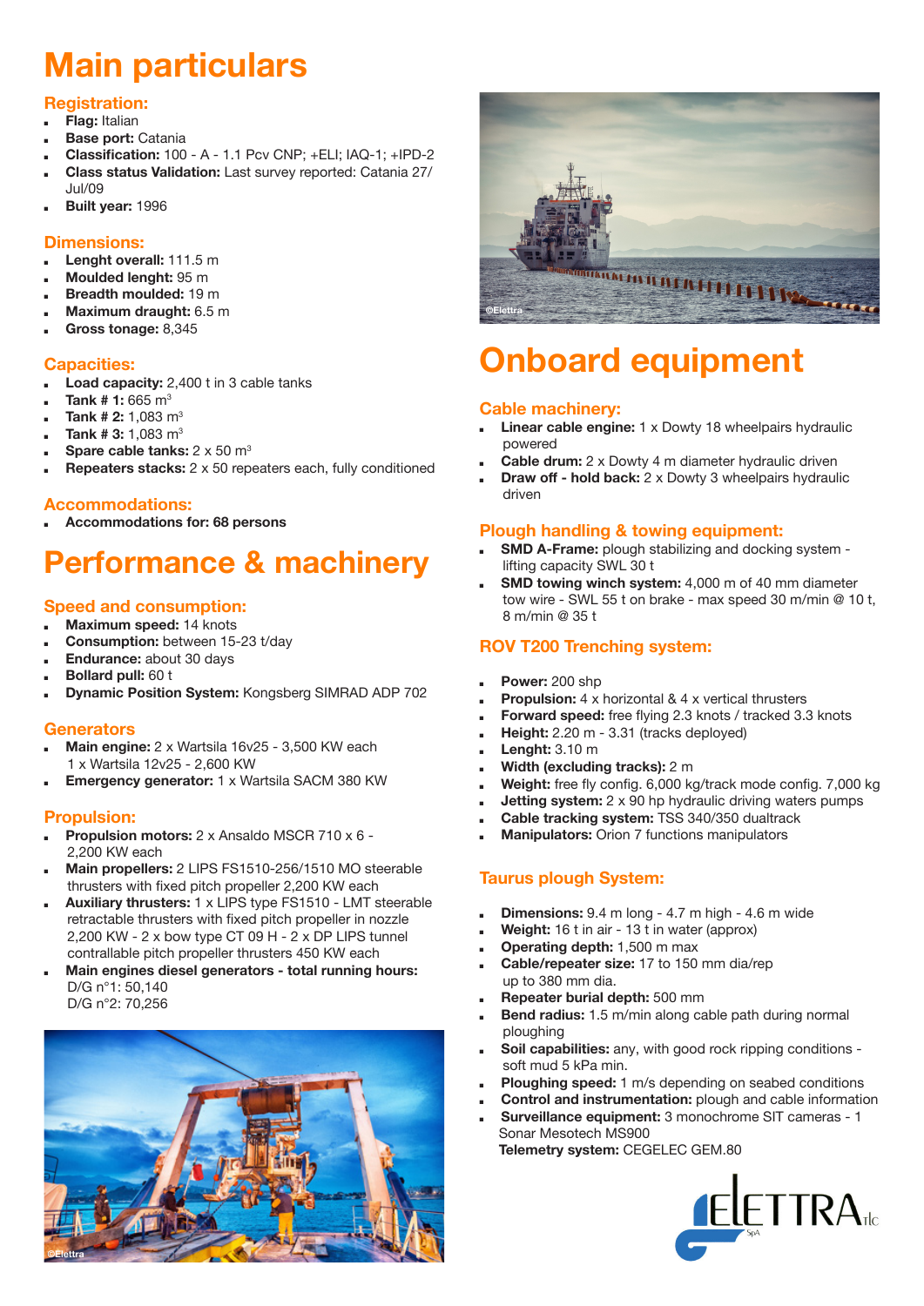# Main particulars

## Registration:

- **Flag:** Italian
- **Base port:** Catania
- **Classification:** 100 - A - 1.1 Pcv CNP; +ELI; IAQ-1; +IPD-2
- **Class status Validation:** Last survey reported: Catania 27/Jul/09
- **Built year:** 1996

## Dimensions:

- **Lenght overall:** 111.5 m
- **Moulded lenght:** 95 m
- **Breadth moulded:** 19 m
- **Maximum draught:** 6.5 m
- **Gross tonage:** 8,345

## Capacities:

- **Load capacity:** 2,400 t in 3 cable tanks
- **Tank # 1:** 665 $m^3$
- **Tank # 2:** 1,083 $m^3$
- **Tank # 3:** 1,083 $m^3$
- **Spare cable tanks:** 2 x 50 $m^3$
- **Repeaters stacks:** 2 x 50 repeaters each, fully conditioned

## Accommodations:

- **Accommodations for: 68 persons**

# Performance & machinery

## Speed and consumption:

- **Maximum speed:** 14 knots
- **Consumption:** between 15-23 t/day
- **Endurance:** about 30 days
- **Bollard pull:** 60 t
- **Dynamic Position System:** Kongsberg SIMRAD ADP 702

## Generators

- **Main engine:** 2 x Wartsila 16v25 - 3,500 KW each
  1 x Wartsila 12v25 - 2,600 KW
- **Emergency generator:** 1 x Wartsila SACM 380 KW

## Propulsion:

- **Propulsion motors:** 2 x Ansaldo MSCR 710 x 6 - 2,200 KW each
- **Main propellers:** 2 LIPS FS1510-256/1510 MO steerable thrusters with fixed pitch propeller 2,200 KW each
- **Auxiliary thrusters:** 1 x LIPS type FS1510 - LMT steerable retractable thrusters with fixed pitch propeller in nozzle 2,200 KW - 2 x bow type CT 09 H - 2 x DP LIPS tunnel contrallable pitch propeller thrusters 450 KW each
- **Main engines diesel generators - total running hours:**
  D/G n°1: 50,140
  D/G n°2: 70,256

©Elettra

©Elettra

# Onboard equipment

## Cable machinery:

- **Linear cable engine:** 1 x Dowty 18 wheelpairs hydraulic powered
- **Cable drum:** 2 x Dowty 4 m diameter hydraulic driven
- **Draw off - hold back:** 2 x Dowty 3 wheelpairs hydraulic driven

## Plough handling & towing equipment:

- **SMD A-Frame:** plough stabilizing and docking system - lifting capacity SWL 30 t
- **SMD towing winch system:** 4,000 m of 40 mm diameter tow wire - SWL 55 t on brake - max speed 30 m/min @ 10 t, 8 m/min @ 35 t

## ROV T200 Trenching system:

- **Power:** 200 shp
- **Propulsion:** 4 x horizontal & 4 x vertical thrusters
- **Forward speed:** free flying 2.3 knots / tracked 3.3 knots
- **Height:** 2.20 m - 3.31 (tracks deployed)
- **Lenght:** 3.10 m
- **Width (excluding tracks):** 2 m
- **Weight:** free fly config. 6,000 kg/track mode config. 7,000 kg
- **Jetting system:** 2 x 90 hp hydraulic driving waters pumps
- **Cable tracking system:** TSS 340/350 dualtrack
- **Manipulators:** Orion 7 functions manipulators

## Taurus plough System:

- **Dimensions:** 9.4 m long - 4.7 m high - 4.6 m wide
- **Weight:** 16 t in air - 13 t in water (approx)
- **Operating depth:** 1,500 m max
- **Cable/repeater size:** 17 to 150 mm dia/rep up to 380 mm dia.
- **Repeater burial depth:** 500 mm
- **Bend radius:** 1.5 m/min along cable path during normal ploughing
- **Soil capabilities:** any, with good rock ripping conditions - soft mud 5 kPa min.
- **Ploughing speed:** 1 m/s depending on seabed conditions
- **Control and instrumentation:** plough and cable information
- **Surveillance equipment:** 3 monochrome SIT cameras - 1 Sonar Mesotech MS900
  **Telemetry system:** CEGELEC GEM.80

ELETTRA tlc SpA